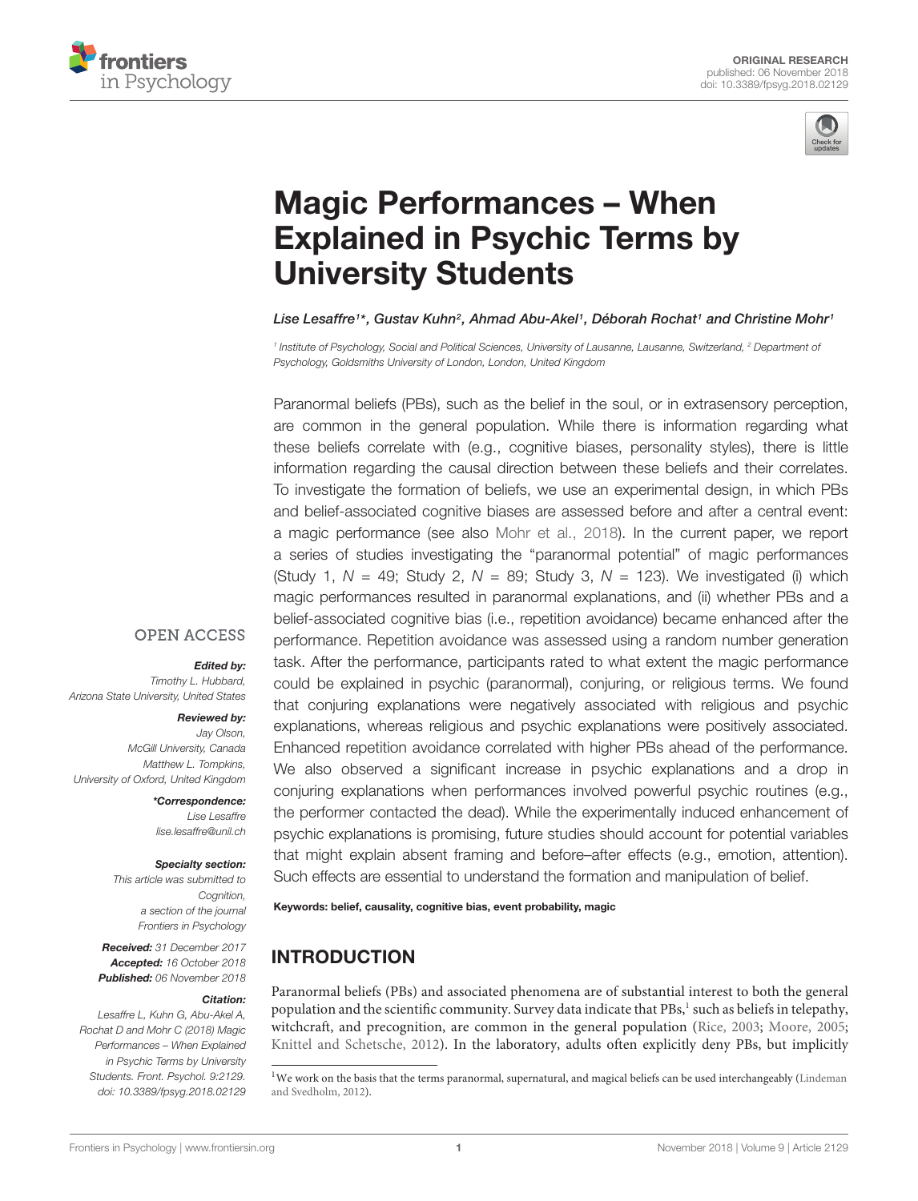ORIGINAL RESEARCH
published: 06 November 2018
doi: 10.3389/fpsyg.2018.02129

# Magic Performances – When Explained in Psychic Terms by University Students

Lise Lesaffre[1]*, Gustav Kuhn[2], Ahmad Abu-Akel[1], Déborah Rochat[1] and Christine Mohr[1]

[1] Institute of Psychology, Social and Political Sciences, University of Lausanne, Lausanne, Switzerland, [2] Department of Psychology, Goldsmiths University of London, London, United Kingdom

Paranormal beliefs (PBs), such as the belief in the soul, or in extrasensory perception, are common in the general population. While there is information regarding what these beliefs correlate with (e.g., cognitive biases, personality styles), there is little information regarding the causal direction between these beliefs and their correlates. To investigate the formation of beliefs, we use an experimental design, in which PBs and belief-associated cognitive biases are assessed before and after a central event: a magic performance (see also Mohr et al., 2018). In the current paper, we report a series of studies investigating the "paranormal potential" of magic performances (Study 1, $N = 49$; Study 2, $N = 89$; Study 3, $N = 123$). We investigated (i) which magic performances resulted in paranormal explanations, and (ii) whether PBs and a belief-associated cognitive bias (i.e., repetition avoidance) became enhanced after the performance. Repetition avoidance was assessed using a random number generation task. After the performance, participants rated to what extent the magic performance could be explained in psychic (paranormal), conjuring, or religious terms. We found that conjuring explanations were negatively associated with religious and psychic explanations, whereas religious and psychic explanations were positively associated. Enhanced repetition avoidance correlated with higher PBs ahead of the performance. We also observed a significant increase in psychic explanations and a drop in conjuring explanations when performances involved powerful psychic routines (e.g., the performer contacted the dead). While the experimentally induced enhancement of psychic explanations is promising, future studies should account for potential variables that might explain absent framing and before–after effects (e.g., emotion, attention). Such effects are essential to understand the formation and manipulation of belief.

**Keywords: belief, causality, cognitive bias, event probability, magic**

OPEN ACCESS

***Edited by:***
*Timothy L. Hubbard,*
*Arizona State University, United States*

***Reviewed by:***
*Jay Olson,*
*McGill University, Canada*
*Matthew L. Tompkins,*
*University of Oxford, United Kingdom*

***\*Correspondence:***
*Lise Lesaffre*
*lise.lesaffre@unil.ch*

***Specialty section:***
*This article was submitted to Cognition, a section of the journal Frontiers in Psychology*

***Received:*** *31 December 2017*
***Accepted:*** *16 October 2018*
***Published:*** *06 November 2018*

***Citation:***
*Lesaffre L, Kuhn G, Abu-Akel A, Rochat D and Mohr C (2018) Magic Performances – When Explained in Psychic Terms by University Students. Front. Psychol. 9:2129. doi: 10.3389/fpsyg.2018.02129*

## INTRODUCTION

Paranormal beliefs (PBs) and associated phenomena are of substantial interest to both the general population and the scientific community. Survey data indicate that PBs,[1] such as beliefs in telepathy, witchcraft, and precognition, are common in the general population (Rice, 2003; Moore, 2005; Knittel and Schetsche, 2012). In the laboratory, adults often explicitly deny PBs, but implicitly

[1] We work on the basis that the terms paranormal, supernatural, and magical beliefs can be used interchangeably (Lindeman and Svedholm, 2012).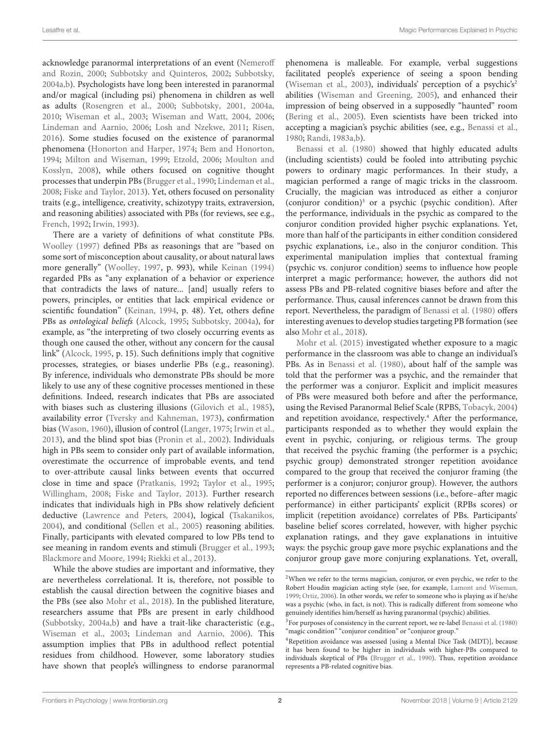acknowledge paranormal interpretations of an event (Nemeroff and Rozin, 2000; Subbotsky and Quinteros, 2002; Subbotsky, 2004a,b). Psychologists have long been interested in paranormal and/or magical (including psi) phenomena in children as well as adults (Rosengren et al., 2000; Subbotsky, 2001, 2004a, 2010; Wiseman et al., 2003; Wiseman and Watt, 2004, 2006; Lindeman and Aarnio, 2006; Losh and Nzekwe, 2011; Risen, 2016). Some studies focused on the existence of paranormal phenomena (Honorton and Harper, 1974; Bem and Honorton, 1994; Milton and Wiseman, 1999; Etzold, 2006; Moulton and Kosslyn, 2008), while others focused on cognitive thought processes that underpin PBs (Brugger et al., 1990; Lindeman et al., 2008; Fiske and Taylor, 2013). Yet, others focused on personality traits (e.g., intelligence, creativity, schizotypy traits, extraversion, and reasoning abilities) associated with PBs (for reviews, see e.g., French, 1992; Irwin, 1993).

There are a variety of definitions of what constitute PBs. Woolley (1997) defined PBs as reasonings that are "based on some sort of misconception about causality, or about natural laws more generally" (Woolley, 1997, p. 993), while Keinan (1994) regarded PBs as "any explanation of a behavior or experience that contradicts the laws of nature... [and] usually refers to powers, principles, or entities that lack empirical evidence or scientific foundation" (Keinan, 1994, p. 48). Yet, others define PBs as *ontological beliefs* (Alcock, 1995; Subbotsky, 2004a), for example, as "the interpreting of two closely occurring events as though one caused the other, without any concern for the causal link" (Alcock, 1995, p. 15). Such definitions imply that cognitive processes, strategies, or biases underlie PBs (e.g., reasoning). By inference, individuals who demonstrate PBs should be more likely to use any of these cognitive processes mentioned in these definitions. Indeed, research indicates that PBs are associated with biases such as clustering illusions (Gilovich et al., 1985), availability error (Tversky and Kahneman, 1973), confirmation bias (Wason, 1960), illusion of control (Langer, 1975; Irwin et al., 2013), and the blind spot bias (Pronin et al., 2002). Individuals high in PBs seem to consider only part of available information, overestimate the occurrence of improbable events, and tend to over-attribute causal links between events that occurred close in time and space (Pratkanis, 1992; Taylor et al., 1995; Willingham, 2008; Fiske and Taylor, 2013). Further research indicates that individuals high in PBs show relatively deficient deductive (Lawrence and Peters, 2004), logical (Tsakanikos, 2004), and conditional (Sellen et al., 2005) reasoning abilities. Finally, participants with elevated compared to low PBs tend to see meaning in random events and stimuli (Brugger et al., 1993; Blackmore and Moore, 1994; Riekki et al., 2013).

While the above studies are important and informative, they are nevertheless correlational. It is, therefore, not possible to establish the causal direction between the cognitive biases and the PBs (see also Mohr et al., 2018). In the published literature, researchers assume that PBs are present in early childhood (Subbotsky, 2004a,b) and have a trait-like characteristic (e.g., Wiseman et al., 2003; Lindeman and Aarnio, 2006). This assumption implies that PBs in adulthood reflect potential residues from childhood. However, some laboratory studies have shown that people's willingness to endorse paranormal phenomena is malleable. For example, verbal suggestions facilitated people's experience of seeing a spoon bending (Wiseman et al., 2003), individuals' perception of a psychic's[2] abilities (Wiseman and Greening, 2005), and enhanced their impression of being observed in a supposedly "haunted" room (Bering et al., 2005). Even scientists have been tricked into accepting a magician's psychic abilities (see, e.g., Benassi et al., 1980; Randi, 1983a,b).

Benassi et al. (1980) showed that highly educated adults (including scientists) could be fooled into attributing psychic powers to ordinary magic performances. In their study, a magician performed a range of magic tricks in the classroom. Crucially, the magician was introduced as either a conjuror (conjuror condition)[3] or a psychic (psychic condition). After the performance, individuals in the psychic as compared to the conjuror condition provided higher psychic explanations. Yet, more than half of the participants in either condition considered psychic explanations, i.e., also in the conjuror condition. This experimental manipulation implies that contextual framing (psychic vs. conjuror condition) seems to influence how people interpret a magic performance; however, the authors did not assess PBs and PB-related cognitive biases before and after the performance. Thus, causal inferences cannot be drawn from this report. Nevertheless, the paradigm of Benassi et al. (1980) offers interesting avenues to develop studies targeting PB formation (see also Mohr et al., 2018).

Mohr et al. (2015) investigated whether exposure to a magic performance in the classroom was able to change an individual's PBs. As in Benassi et al. (1980), about half of the sample was told that the performer was a psychic, and the remainder that the performer was a conjuror. Explicit and implicit measures of PBs were measured both before and after the performance, using the Revised Paranormal Belief Scale (RPBS, Tobacyk, 2004) and repetition avoidance, respectively.[4] After the performance, participants responded as to whether they would explain the event in psychic, conjuring, or religious terms. The group that received the psychic framing (the performer is a psychic; psychic group) demonstrated stronger repetition avoidance compared to the group that received the conjuror framing (the performer is a conjuror; conjuror group). However, the authors reported no differences between sessions (i.e., before–after magic performance) in either participants' explicit (RPBs scores) or implicit (repetition avoidance) correlates of PBs. Participants' baseline belief scores correlated, however, with higher psychic explanation ratings, and they gave explanations in intuitive ways: the psychic group gave more psychic explanations and the conjuror group gave more conjuring explanations. Yet, overall,

---

[2]When we refer to the terms magician, conjuror, or even psychic, we refer to the Robert Houdin magician acting style (see, for example, Lamont and Wiseman, 1999; Ortiz, 2006). In other words, we refer to someone who is playing as if he/she was a psychic (who, in fact, is not). This is radically different from someone who genuinely identifies him/herself as having paranormal (psychic) abilities.

[3]For purposes of consistency in the current report, we re-label Benassi et al. (1980) "magic condition" "conjuror condition" or "conjuror group."

[4]Repetition avoidance was assessed [using a Mental Dice Task (MDT)], because it has been found to be higher in individuals with higher-PBs compared to individuals skeptical of PBs (Brugger et al., 1990). Thus, repetition avoidance represents a PB-related cognitive bias.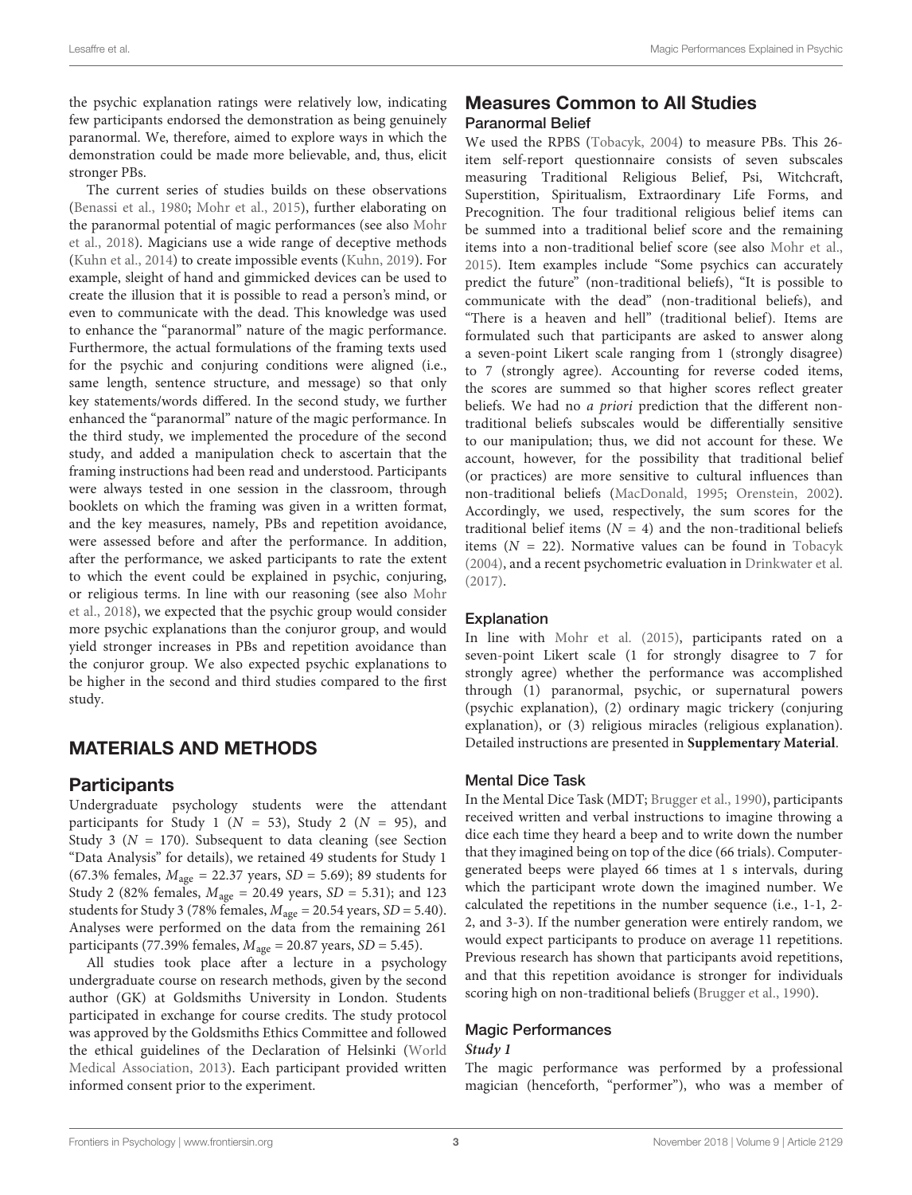the psychic explanation ratings were relatively low, indicating few participants endorsed the demonstration as being genuinely paranormal. We, therefore, aimed to explore ways in which the demonstration could be made more believable, and, thus, elicit stronger PBs.

The current series of studies builds on these observations (Benassi et al., 1980; Mohr et al., 2015), further elaborating on the paranormal potential of magic performances (see also Mohr et al., 2018). Magicians use a wide range of deceptive methods (Kuhn et al., 2014) to create impossible events (Kuhn, 2019). For example, sleight of hand and gimmicked devices can be used to create the illusion that it is possible to read a person's mind, or even to communicate with the dead. This knowledge was used to enhance the "paranormal" nature of the magic performance. Furthermore, the actual formulations of the framing texts used for the psychic and conjuring conditions were aligned (i.e., same length, sentence structure, and message) so that only key statements/words differed. In the second study, we further enhanced the "paranormal" nature of the magic performance. In the third study, we implemented the procedure of the second study, and added a manipulation check to ascertain that the framing instructions had been read and understood. Participants were always tested in one session in the classroom, through booklets on which the framing was given in a written format, and the key measures, namely, PBs and repetition avoidance, were assessed before and after the performance. In addition, after the performance, we asked participants to rate the extent to which the event could be explained in psychic, conjuring, or religious terms. In line with our reasoning (see also Mohr et al., 2018), we expected that the psychic group would consider more psychic explanations than the conjuror group, and would yield stronger increases in PBs and repetition avoidance than the conjuror group. We also expected psychic explanations to be higher in the second and third studies compared to the first study.

## MATERIALS AND METHODS

### Participants

Undergraduate psychology students were the attendant participants for Study 1 ($N$ = 53), Study 2 ($N$ = 95), and Study 3 ($N$ = 170). Subsequent to data cleaning (see Section "Data Analysis" for details), we retained 49 students for Study 1 (67.3% females, $M_{age}$ = 22.37 years, $SD$ = 5.69); 89 students for Study 2 (82% females, $M_{age}$ = 20.49 years, $SD$ = 5.31); and 123 students for Study 3 (78% females, $M_{age}$ = 20.54 years, $SD$ = 5.40). Analyses were performed on the data from the remaining 261 participants (77.39% females, $M_{age}$ = 20.87 years, $SD$ = 5.45).

All studies took place after a lecture in a psychology undergraduate course on research methods, given by the second author (GK) at Goldsmiths University in London. Students participated in exchange for course credits. The study protocol was approved by the Goldsmiths Ethics Committee and followed the ethical guidelines of the Declaration of Helsinki (World Medical Association, 2013). Each participant provided written informed consent prior to the experiment.

### Measures Common to All Studies

#### Paranormal Belief

We used the RPBS (Tobacyk, 2004) to measure PBs. This 26-item self-report questionnaire consists of seven subscales measuring Traditional Religious Belief, Psi, Witchcraft, Superstition, Spiritualism, Extraordinary Life Forms, and Precognition. The four traditional religious belief items can be summed into a traditional belief score and the remaining items into a non-traditional belief score (see also Mohr et al., 2015). Item examples include "Some psychics can accurately predict the future" (non-traditional beliefs), "It is possible to communicate with the dead" (non-traditional beliefs), and "There is a heaven and hell" (traditional belief). Items are formulated such that participants are asked to answer along a seven-point Likert scale ranging from 1 (strongly disagree) to 7 (strongly agree). Accounting for reverse coded items, the scores are summed so that higher scores reflect greater beliefs. We had no *a priori* prediction that the different non-traditional beliefs subscales would be differentially sensitive to our manipulation; thus, we did not account for these. We account, however, for the possibility that traditional belief (or practices) are more sensitive to cultural influences than non-traditional beliefs (MacDonald, 1995; Orenstein, 2002). Accordingly, we used, respectively, the sum scores for the traditional belief items ($N$ = 4) and the non-traditional beliefs items ($N$ = 22). Normative values can be found in Tobacyk (2004), and a recent psychometric evaluation in Drinkwater et al. (2017).

#### Explanation

In line with Mohr et al. (2015), participants rated on a seven-point Likert scale (1 for strongly disagree to 7 for strongly agree) whether the performance was accomplished through (1) paranormal, psychic, or supernatural powers (psychic explanation), (2) ordinary magic trickery (conjuring explanation), or (3) religious miracles (religious explanation). Detailed instructions are presented in **Supplementary Material**.

#### Mental Dice Task

In the Mental Dice Task (MDT; Brugger et al., 1990), participants received written and verbal instructions to imagine throwing a dice each time they heard a beep and to write down the number that they imagined being on top of the dice (66 trials). Computer-generated beeps were played 66 times at 1 s intervals, during which the participant wrote down the imagined number. We calculated the repetitions in the number sequence (i.e., 1-1, 2-2, and 3-3). If the number generation were entirely random, we would expect participants to produce on average 11 repetitions. Previous research has shown that participants avoid repetitions, and that this repetition avoidance is stronger for individuals scoring high on non-traditional beliefs (Brugger et al., 1990).

#### Magic Performances

##### *Study 1*

The magic performance was performed by a professional magician (henceforth, "performer"), who was a member of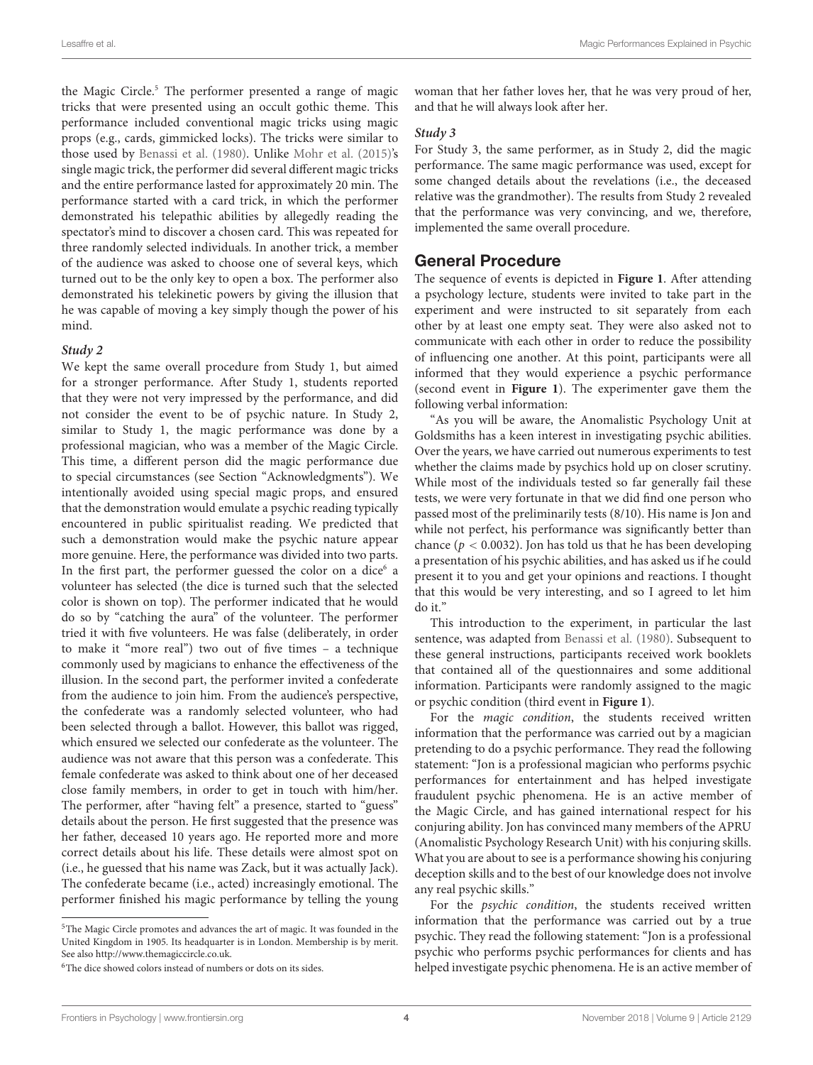the Magic Circle.[5] The performer presented a range of magic tricks that were presented using an occult gothic theme. This performance included conventional magic tricks using magic props (e.g., cards, gimmicked locks). The tricks were similar to those used by Benassi et al. (1980). Unlike Mohr et al. (2015)'s single magic trick, the performer did several different magic tricks and the entire performance lasted for approximately 20 min. The performance started with a card trick, in which the performer demonstrated his telepathic abilities by allegedly reading the spectator's mind to discover a chosen card. This was repeated for three randomly selected individuals. In another trick, a member of the audience was asked to choose one of several keys, which turned out to be the only key to open a box. The performer also demonstrated his telekinetic powers by giving the illusion that he was capable of moving a key simply though the power of his mind.

#### Study 2

We kept the same overall procedure from Study 1, but aimed for a stronger performance. After Study 1, students reported that they were not very impressed by the performance, and did not consider the event to be of psychic nature. In Study 2, similar to Study 1, the magic performance was done by a professional magician, who was a member of the Magic Circle. This time, a different person did the magic performance due to special circumstances (see Section "Acknowledgments"). We intentionally avoided using special magic props, and ensured that the demonstration would emulate a psychic reading typically encountered in public spiritualist reading. We predicted that such a demonstration would make the psychic nature appear more genuine. Here, the performance was divided into two parts. In the first part, the performer guessed the color on a dice[6] a volunteer has selected (the dice is turned such that the selected color is shown on top). The performer indicated that he would do so by "catching the aura" of the volunteer. The performer tried it with five volunteers. He was false (deliberately, in order to make it "more real") two out of five times – a technique commonly used by magicians to enhance the effectiveness of the illusion. In the second part, the performer invited a confederate from the audience to join him. From the audience's perspective, the confederate was a randomly selected volunteer, who had been selected through a ballot. However, this ballot was rigged, which ensured we selected our confederate as the volunteer. The audience was not aware that this person was a confederate. This female confederate was asked to think about one of her deceased close family members, in order to get in touch with him/her. The performer, after "having felt" a presence, started to "guess" details about the person. He first suggested that the presence was her father, deceased 10 years ago. He reported more and more correct details about his life. These details were almost spot on (i.e., he guessed that his name was Zack, but it was actually Jack). The confederate became (i.e., acted) increasingly emotional. The performer finished his magic performance by telling the young woman that her father loves her, that he was very proud of her, and that he will always look after her.

#### Study 3

For Study 3, the same performer, as in Study 2, did the magic performance. The same magic performance was used, except for some changed details about the revelations (i.e., the deceased relative was the grandmother). The results from Study 2 revealed that the performance was very convincing, and we, therefore, implemented the same overall procedure.

## General Procedure

The sequence of events is depicted in **Figure 1**. After attending a psychology lecture, students were invited to take part in the experiment and were instructed to sit separately from each other by at least one empty seat. They were also asked not to communicate with each other in order to reduce the possibility of influencing one another. At this point, participants were all informed that they would experience a psychic performance (second event in **Figure 1**). The experimenter gave them the following verbal information:

"As you will be aware, the Anomalistic Psychology Unit at Goldsmiths has a keen interest in investigating psychic abilities. Over the years, we have carried out numerous experiments to test whether the claims made by psychics hold up on closer scrutiny. While most of the individuals tested so far generally fail these tests, we were very fortunate in that we did find one person who passed most of the preliminarily tests (8/10). His name is Jon and while not perfect, his performance was significantly better than chance ($p < 0.0032$). Jon has told us that he has been developing a presentation of his psychic abilities, and has asked us if he could present it to you and get your opinions and reactions. I thought that this would be very interesting, and so I agreed to let him do it."

This introduction to the experiment, in particular the last sentence, was adapted from Benassi et al. (1980). Subsequent to these general instructions, participants received work booklets that contained all of the questionnaires and some additional information. Participants were randomly assigned to the magic or psychic condition (third event in **Figure 1**).

For the *magic condition*, the students received written information that the performance was carried out by a magician pretending to do a psychic performance. They read the following statement: "Jon is a professional magician who performs psychic performances for entertainment and has helped investigate fraudulent psychic phenomena. He is an active member of the Magic Circle, and has gained international respect for his conjuring ability. Jon has convinced many members of the APRU (Anomalistic Psychology Research Unit) with his conjuring skills. What you are about to see is a performance showing his conjuring deception skills and to the best of our knowledge does not involve any real psychic skills."

For the *psychic condition*, the students received written information that the performance was carried out by a true psychic. They read the following statement: "Jon is a professional psychic who performs psychic performances for clients and has helped investigate psychic phenomena. He is an active member of

[5] The Magic Circle promotes and advances the art of magic. It was founded in the United Kingdom in 1905. Its headquarter is in London. Membership is by merit. See also http://www.themagiccircle.co.uk.

[6] The dice showed colors instead of numbers or dots on its sides.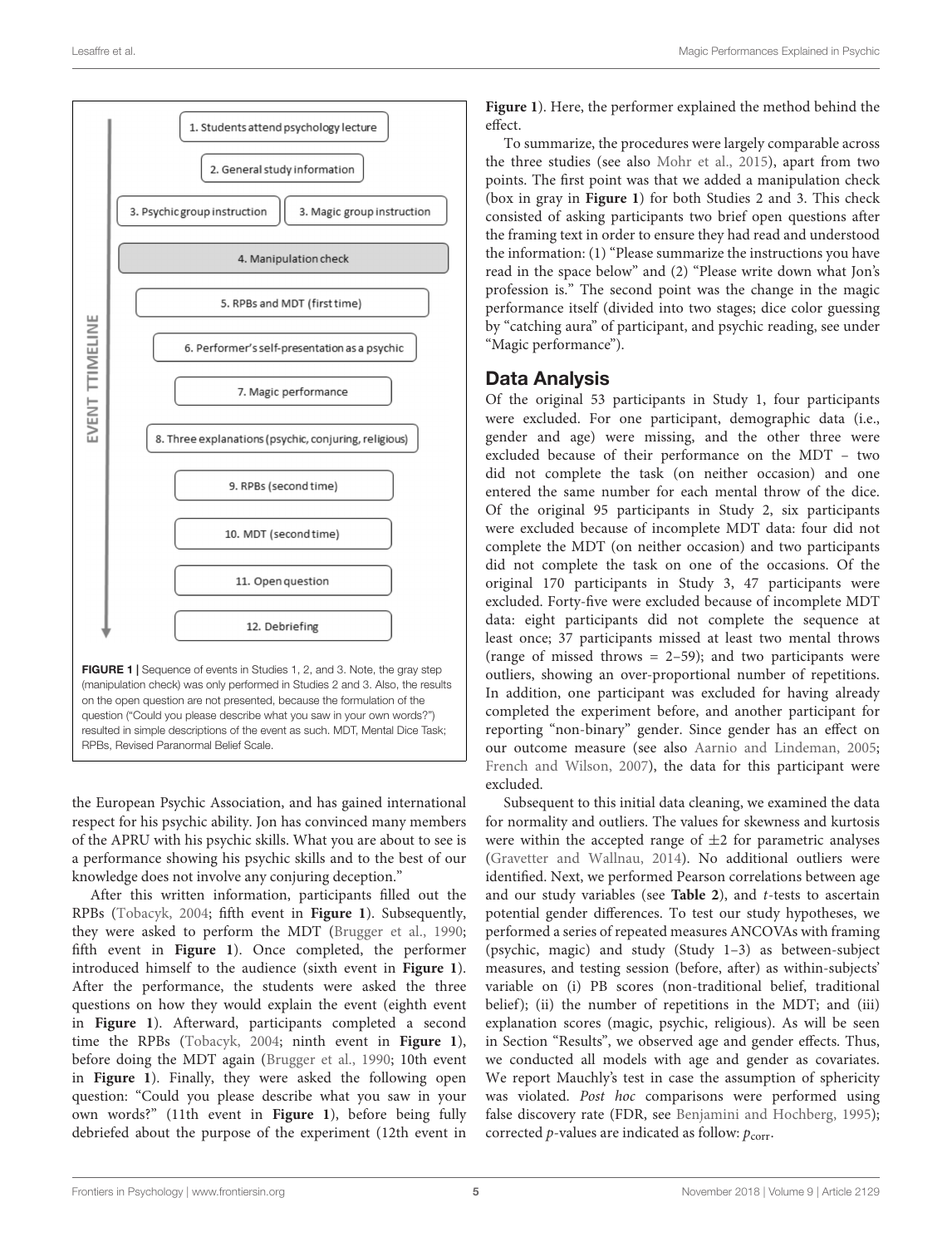FIGURE 1 | Sequence of events in Studies 1, 2, and 3. Note, the gray step (manipulation check) was only performed in Studies 2 and 3. Also, the results on the open question are not presented, because the formulation of the question ("Could you please describe what you saw in your own words?") resulted in simple descriptions of the event as such. MDT, Mental Dice Task; RPBs, Revised Paranormal Belief Scale.

the European Psychic Association, and has gained international respect for his psychic ability. Jon has convinced many members of the APRU with his psychic skills. What you are about to see is a performance showing his psychic skills and to the best of our knowledge does not involve any conjuring deception."

After this written information, participants filled out the RPBs (Tobacyk, 2004; fifth event in **Figure 1**). Subsequently, they were asked to perform the MDT (Brugger et al., 1990; fifth event in **Figure 1**). Once completed, the performer introduced himself to the audience (sixth event in **Figure 1**). After the performance, the students were asked the three questions on how they would explain the event (eighth event in **Figure 1**). Afterward, participants completed a second time the RPBs (Tobacyk, 2004; ninth event in **Figure 1**), before doing the MDT again (Brugger et al., 1990; 10th event in **Figure 1**). Finally, they were asked the following open question: "Could you please describe what you saw in your own words?" (11th event in **Figure 1**), before being fully debriefed about the purpose of the experiment (12th event in **Figure 1**). Here, the performer explained the method behind the effect.

To summarize, the procedures were largely comparable across the three studies (see also Mohr et al., 2015), apart from two points. The first point was that we added a manipulation check (box in gray in **Figure 1**) for both Studies 2 and 3. This check consisted of asking participants two brief open questions after the framing text in order to ensure they had read and understood the information: (1) "Please summarize the instructions you have read in the space below" and (2) "Please write down what Jon's profession is." The second point was the change in the magic performance itself (divided into two stages; dice color guessing by "catching aura" of participant, and psychic reading, see under "Magic performance").

## Data Analysis

Of the original 53 participants in Study 1, four participants were excluded. For one participant, demographic data (i.e., gender and age) were missing, and the other three were excluded because of their performance on the MDT – two did not complete the task (on neither occasion) and one entered the same number for each mental throw of the dice. Of the original 95 participants in Study 2, six participants were excluded because of incomplete MDT data: four did not complete the MDT (on neither occasion) and two participants did not complete the task on one of the occasions. Of the original 170 participants in Study 3, 47 participants were excluded. Forty-five were excluded because of incomplete MDT data: eight participants did not complete the sequence at least once; 37 participants missed at least two mental throws (range of missed throws = 2–59); and two participants were outliers, showing an over-proportional number of repetitions. In addition, one participant was excluded for having already completed the experiment before, and another participant for reporting "non-binary" gender. Since gender has an effect on our outcome measure (see also Aarnio and Lindeman, 2005; French and Wilson, 2007), the data for this participant were excluded.

Subsequent to this initial data cleaning, we examined the data for normality and outliers. The values for skewness and kurtosis were within the accepted range of $\pm 2$ for parametric analyses (Gravetter and Wallnau, 2014). No additional outliers were identified. Next, we performed Pearson correlations between age and our study variables (see **Table 2**), and $t$-tests to ascertain potential gender differences. To test our study hypotheses, we performed a series of repeated measures ANCOVAs with framing (psychic, magic) and study (Study 1–3) as between-subject measures, and testing session (before, after) as within-subjects' variable on (i) PB scores (non-traditional belief, traditional belief); (ii) the number of repetitions in the MDT; and (iii) explanation scores (magic, psychic, religious). As will be seen in Section "Results", we observed age and gender effects. Thus, we conducted all models with age and gender as covariates. We report Mauchly's test in case the assumption of sphericity was violated. *Post hoc* comparisons were performed using false discovery rate (FDR, see Benjamini and Hochberg, 1995); corrected $p$-values are indicated as follow: $p_{corr}$.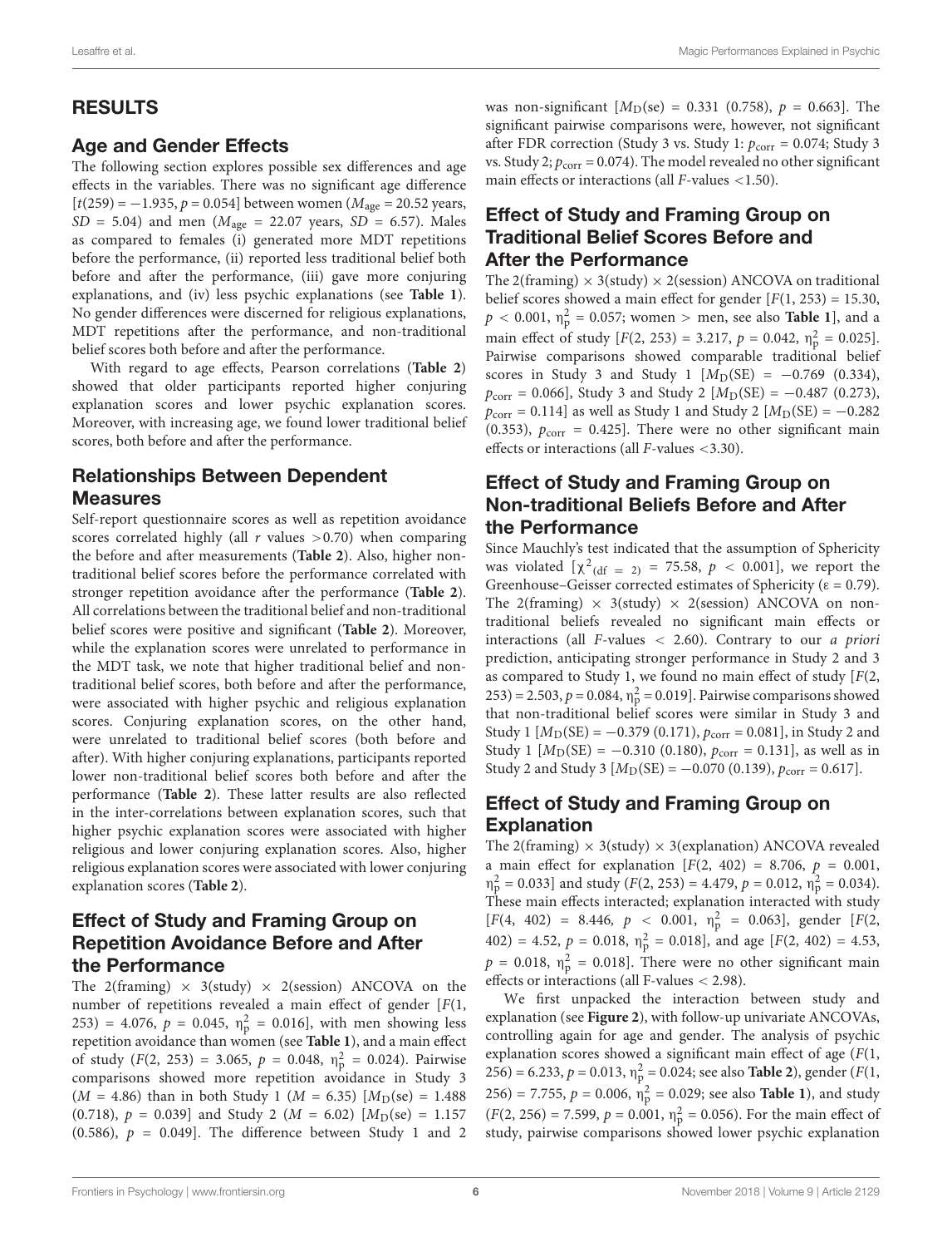## RESULTS

### Age and Gender Effects

The following section explores possible sex differences and age effects in the variables. There was no significant age difference [$t(259) = -1.935$, $p = 0.054$] between women ($M_{age} = 20.52$ years, $SD = 5.04$) and men ($M_{age} = 22.07$ years, $SD = 6.57$). Males as compared to females (i) generated more MDT repetitions before the performance, (ii) reported less traditional belief both before and after the performance, (iii) gave more conjuring explanations, and (iv) less psychic explanations (see **Table 1**). No gender differences were discerned for religious explanations, MDT repetitions after the performance, and non-traditional belief scores both before and after the performance.

With regard to age effects, Pearson correlations (**Table 2**) showed that older participants reported higher conjuring explanation scores and lower psychic explanation scores. Moreover, with increasing age, we found lower traditional belief scores, both before and after the performance.

### Relationships Between Dependent Measures

Self-report questionnaire scores as well as repetition avoidance scores correlated highly (all $r$ values $>0.70$) when comparing the before and after measurements (**Table 2**). Also, higher non-traditional belief scores before the performance correlated with stronger repetition avoidance after the performance (**Table 2**). All correlations between the traditional belief and non-traditional belief scores were positive and significant (**Table 2**). Moreover, while the explanation scores were unrelated to performance in the MDT task, we note that higher traditional belief and non-traditional belief scores, both before and after the performance, were associated with higher psychic and religious explanation scores. Conjuring explanation scores, on the other hand, were unrelated to traditional belief scores (both before and after). With higher conjuring explanations, participants reported lower non-traditional belief scores both before and after the performance (**Table 2**). These latter results are also reflected in the inter-correlations between explanation scores, such that higher psychic explanation scores were associated with higher religious and lower conjuring explanation scores. Also, higher religious explanation scores were associated with lower conjuring explanation scores (**Table 2**).

### Effect of Study and Framing Group on Repetition Avoidance Before and After the Performance

The 2(framing) × 3(study) × 2(session) ANCOVA on the number of repetitions revealed a main effect of gender [$F(1, 253) = 4.076$, $p = 0.045$, $\eta_p^2 = 0.016$], with men showing less repetition avoidance than women (see **Table 1**), and a main effect of study ($F(2, 253) = 3.065$, $p = 0.048$, $\eta_p^2 = 0.024$). Pairwise comparisons showed more repetition avoidance in Study 3 ($M = 4.86$) than in both Study 1 ($M = 6.35$) [$M_D$(se) = 1.488 (0.718), $p = 0.039$] and Study 2 ($M = 6.02$) [$M_D$(se) = 1.157 (0.586), $p = 0.049$]. The difference between Study 1 and 2 was non-significant [$M_D$(se) = 0.331 (0.758), $p = 0.663$]. The significant pairwise comparisons were, however, not significant after FDR correction (Study 3 vs. Study 1: $p_{corr} = 0.074$; Study 3 vs. Study 2; $p_{corr} = 0.074$). The model revealed no other significant main effects or interactions (all $F$-values $<1.50$).

### Effect of Study and Framing Group on Traditional Belief Scores Before and After the Performance

The 2(framing) × 3(study) × 2(session) ANCOVA on traditional belief scores showed a main effect for gender [$F(1, 253) = 15.30$, $p < 0.001$, $\eta_p^2 = 0.057$; women > men, see also **Table 1**], and a main effect of study [$F(2, 253) = 3.217$, $p = 0.042$, $\eta_p^2 = 0.025$]. Pairwise comparisons showed comparable traditional belief scores in Study 3 and Study 1 [$M_D$(SE) = −0.769 (0.334), $p_{corr} = 0.066$], Study 3 and Study 2 [$M_D$(SE) = −0.487 (0.273), $p_{corr} = 0.114$] as well as Study 1 and Study 2 [$M_D$(SE) = −0.282 (0.353), $p_{corr} = 0.425$]. There were no other significant main effects or interactions (all $F$-values $<3.30$).

### Effect of Study and Framing Group on Non-traditional Beliefs Before and After the Performance

Since Mauchly's test indicated that the assumption of Sphericity was violated [$\chi^2_{(df = 2)} = 75.58$, $p < 0.001$], we report the Greenhouse–Geisser corrected estimates of Sphericity ($\varepsilon = 0.79$). The 2(framing) × 3(study) × 2(session) ANCOVA on non-traditional beliefs revealed no significant main effects or interactions (all $F$-values $< 2.60$). Contrary to our *a priori* prediction, anticipating stronger performance in Study 2 and 3 as compared to Study 1, we found no main effect of study [$F(2, 253) = 2.503$, $p = 0.084$, $\eta_p^2 = 0.019$]. Pairwise comparisons showed that non-traditional belief scores were similar in Study 3 and Study 1 [$M_D$(SE) = −0.379 (0.171), $p_{corr} = 0.081$], in Study 2 and Study 1 [$M_D$(SE) = −0.310 (0.180), $p_{corr} = 0.131$], as well as in Study 2 and Study 3 [$M_D$(SE) = −0.070 (0.139), $p_{corr} = 0.617$].

### Effect of Study and Framing Group on Explanation

The 2(framing) × 3(study) × 3(explanation) ANCOVA revealed a main effect for explanation [$F(2, 402) = 8.706$, $p = 0.001$, $\eta_p^2 = 0.033$] and study ($F(2, 253) = 4.479$, $p = 0.012$, $\eta_p^2 = 0.034$). These main effects interacted; explanation interacted with study [$F(4, 402) = 8.446$, $p < 0.001$, $\eta_p^2 = 0.063$], gender [$F(2, 402) = 4.52$, $p = 0.018$, $\eta_p^2 = 0.018$], and age [$F(2, 402) = 4.53$, $p = 0.018$, $\eta_p^2 = 0.018$]. There were no other significant main effects or interactions (all F-values $< 2.98$).

We first unpacked the interaction between study and explanation (see **Figure 2**), with follow-up univariate ANCOVAs, controlling again for age and gender. The analysis of psychic explanation scores showed a significant main effect of age ($F(1, 256) = 6.233$, $p = 0.013$, $\eta_p^2 = 0.024$; see also **Table 2**), gender ($F(1, 256) = 7.755$, $p = 0.006$, $\eta_p^2 = 0.029$; see also **Table 1**), and study ($F(2, 256) = 7.599$, $p = 0.001$, $\eta_p^2 = 0.056$). For the main effect of study, pairwise comparisons showed lower psychic explanation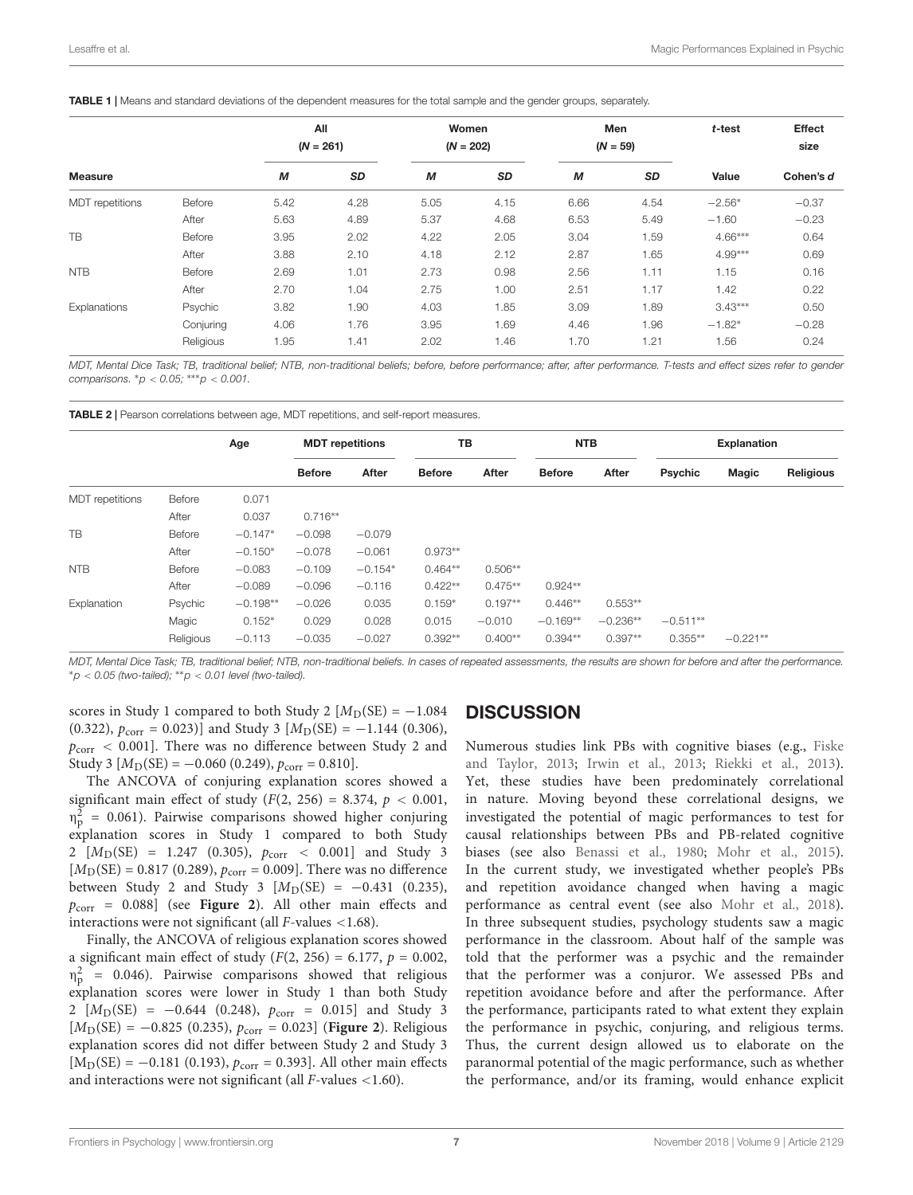**TABLE 1 |** Means and standard deviations of the dependent measures for the total sample and the gender groups, separately.

| Measure | | All ($N$ = 261) | | Women ($N$ = 202) | | Men ($N$ = 59) | | $t$-test | Effect size |
|---|---|---|---|---|---|---|---|---|---|
| | | $M$ | $SD$ | $M$ | $SD$ | $M$ | $SD$ | Value | Cohen's $d$ |
| MDT repetitions | Before | 5.42 | 4.28 | 5.05 | 4.15 | 6.66 | 4.54 | −2.56* | −0.37 |
| | After | 5.63 | 4.89 | 5.37 | 4.68 | 6.53 | 5.49 | −1.60 | −0.23 |
| TB | Before | 3.95 | 2.02 | 4.22 | 2.05 | 3.04 | 1.59 | 4.66*** | 0.64 |
| | After | 3.88 | 2.10 | 4.18 | 2.12 | 2.87 | 1.65 | 4.99*** | 0.69 |
| NTB | Before | 2.69 | 1.01 | 2.73 | 0.98 | 2.56 | 1.11 | 1.15 | 0.16 |
| | After | 2.70 | 1.04 | 2.75 | 1.00 | 2.51 | 1.17 | 1.42 | 0.22 |
| Explanations | Psychic | 3.82 | 1.90 | 4.03 | 1.85 | 3.09 | 1.89 | 3.43*** | 0.50 |
| | Conjuring | 4.06 | 1.76 | 3.95 | 1.69 | 4.46 | 1.96 | −1.82* | −0.28 |
| | Religious | 1.95 | 1.41 | 2.02 | 1.46 | 1.70 | 1.21 | 1.56 | 0.24 |

*MDT, Mental Dice Task; TB, traditional belief; NTB, non-traditional beliefs; before, before performance; after, after performance. T-tests and effect sizes refer to gender comparisons.* *$p < 0.05$; ***$p < 0.001$.

**TABLE 2 |** Pearson correlations between age, MDT repetitions, and self-report measures.

| | | Age | MDT repetitions | | TB | | NTB | | Explanation | | |
|---|---|---|---|---|---|---|---|---|---|---|---|
| | | | Before | After | Before | After | Before | After | Psychic | Magic | Religious |
| MDT repetitions | Before | 0.071 | | | | | | | | | |
| | After | 0.037 | 0.716** | | | | | | | | |
| TB | Before | −0.147* | −0.098 | −0.079 | | | | | | | |
| | After | −0.150* | −0.078 | −0.061 | 0.973** | | | | | | |
| NTB | Before | −0.083 | −0.109 | −0.154* | 0.464** | 0.506** | | | | | |
| | After | −0.089 | −0.096 | −0.116 | 0.422** | 0.475** | 0.924** | | | | |
| Explanation | Psychic | −0.198** | −0.026 | 0.035 | 0.159* | 0.197** | 0.446** | 0.553** | | | |
| | Magic | 0.152* | 0.029 | 0.028 | 0.015 | −0.010 | −0.169** | −0.236** | −0.511** | | |
| | Religious | −0.113 | −0.035 | −0.027 | 0.392** | 0.400** | 0.394** | 0.397** | 0.355** | −0.221** | |

*MDT, Mental Dice Task; TB, traditional belief; NTB, non-traditional beliefs. In cases of repeated assessments, the results are shown for before and after the performance.* *$p < 0.05$ (two-tailed); **$p < 0.01$ level (two-tailed).

scores in Study 1 compared to both Study 2 [$M_D$(SE) = −1.084 (0.322), $p_{corr}$ = 0.023)] and Study 3 [$M_D$(SE) = −1.144 (0.306), $p_{corr}$ < 0.001]. There was no difference between Study 2 and Study 3 [$M_D$(SE) = −0.060 (0.249), $p_{corr}$ = 0.810].

The ANCOVA of conjuring explanation scores showed a significant main effect of study ($F$(2, 256) = 8.374, $p < 0.001$, $\eta_p^2$ = 0.061). Pairwise comparisons showed higher conjuring explanation scores in Study 1 compared to both Study 2 [$M_D$(SE) = 1.247 (0.305), $p_{corr}$ < 0.001] and Study 3 [$M_D$(SE) = 0.817 (0.289), $p_{corr}$ = 0.009]. There was no difference between Study 2 and Study 3 [$M_D$(SE) = −0.431 (0.235), $p_{corr}$ = 0.088] (see **Figure 2**). All other main effects and interactions were not significant (all $F$-values <1.68).

Finally, the ANCOVA of religious explanation scores showed a significant main effect of study ($F$(2, 256) = 6.177, $p$ = 0.002, $\eta_p^2$ = 0.046). Pairwise comparisons showed that religious explanation scores were lower in Study 1 than both Study 2 [$M_D$(SE) = −0.644 (0.248), $p_{corr}$ = 0.015] and Study 3 [$M_D$(SE) = −0.825 (0.235), $p_{corr}$ = 0.023] (**Figure 2**). Religious explanation scores did not differ between Study 2 and Study 3 [$M_D$(SE) = −0.181 (0.193), $p_{corr}$ = 0.393]. All other main effects and interactions were not significant (all $F$-values <1.60).

## DISCUSSION

Numerous studies link PBs with cognitive biases (e.g., Fiske and Taylor, 2013; Irwin et al., 2013; Riekki et al., 2013). Yet, these studies have been predominately correlational in nature. Moving beyond these correlational designs, we investigated the potential of magic performances to test for causal relationships between PBs and PB-related cognitive biases (see also Benassi et al., 1980; Mohr et al., 2015). In the current study, we investigated whether people's PBs and repetition avoidance changed when having a magic performance as central event (see also Mohr et al., 2018). In three subsequent studies, psychology students saw a magic performance in the classroom. About half of the sample was told that the performer was a psychic and the remainder that the performer was a conjuror. We assessed PBs and repetition avoidance before and after the performance. After the performance, participants rated to what extent they explain the performance in psychic, conjuring, and religious terms. Thus, the current design allowed us to elaborate on the paranormal potential of the magic performance, such as whether the performance, and/or its framing, would enhance explicit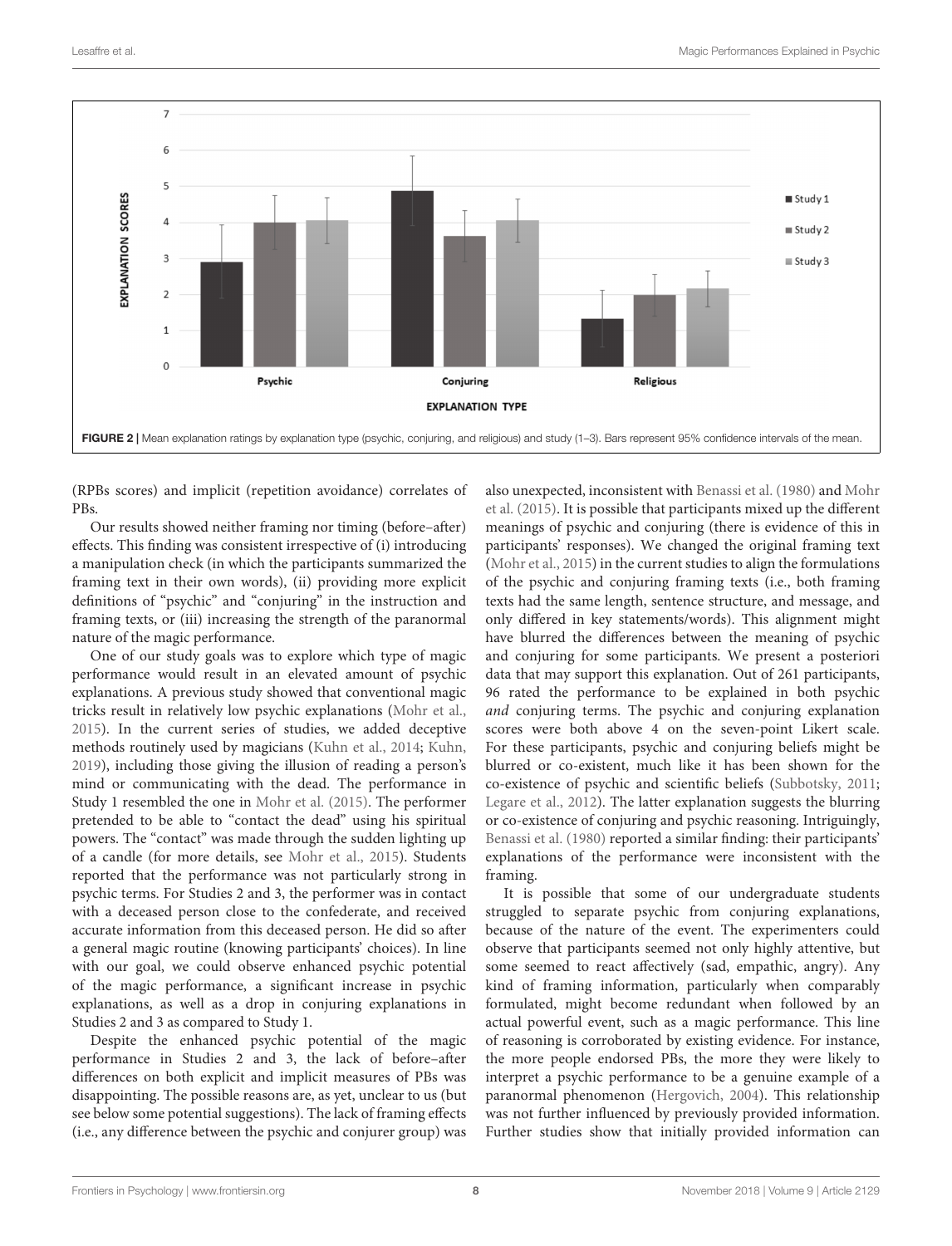FIGURE 2 | Mean explanation ratings by explanation type (psychic, conjuring, and religious) and study (1–3). Bars represent 95% confidence intervals of the mean.

(RPBs scores) and implicit (repetition avoidance) correlates of PBs.

Our results showed neither framing nor timing (before–after) effects. This finding was consistent irrespective of (i) introducing a manipulation check (in which the participants summarized the framing text in their own words), (ii) providing more explicit definitions of "psychic" and "conjuring" in the instruction and framing texts, or (iii) increasing the strength of the paranormal nature of the magic performance.

One of our study goals was to explore which type of magic performance would result in an elevated amount of psychic explanations. A previous study showed that conventional magic tricks result in relatively low psychic explanations (Mohr et al., 2015). In the current series of studies, we added deceptive methods routinely used by magicians (Kuhn et al., 2014; Kuhn, 2019), including those giving the illusion of reading a person's mind or communicating with the dead. The performance in Study 1 resembled the one in Mohr et al. (2015). The performer pretended to be able to "contact the dead" using his spiritual powers. The "contact" was made through the sudden lighting up of a candle (for more details, see Mohr et al., 2015). Students reported that the performance was not particularly strong in psychic terms. For Studies 2 and 3, the performer was in contact with a deceased person close to the confederate, and received accurate information from this deceased person. He did so after a general magic routine (knowing participants' choices). In line with our goal, we could observe enhanced psychic potential of the magic performance, a significant increase in psychic explanations, as well as a drop in conjuring explanations in Studies 2 and 3 as compared to Study 1.

Despite the enhanced psychic potential of the magic performance in Studies 2 and 3, the lack of before–after differences on both explicit and implicit measures of PBs was disappointing. The possible reasons are, as yet, unclear to us (but see below some potential suggestions). The lack of framing effects (i.e., any difference between the psychic and conjurer group) was also unexpected, inconsistent with Benassi et al. (1980) and Mohr et al. (2015). It is possible that participants mixed up the different meanings of psychic and conjuring (there is evidence of this in participants' responses). We changed the original framing text (Mohr et al., 2015) in the current studies to align the formulations of the psychic and conjuring framing texts (i.e., both framing texts had the same length, sentence structure, and message, and only differed in key statements/words). This alignment might have blurred the differences between the meaning of psychic and conjuring for some participants. We present a posteriori data that may support this explanation. Out of 261 participants, 96 rated the performance to be explained in both psychic *and* conjuring terms. The psychic and conjuring explanation scores were both above 4 on the seven-point Likert scale. For these participants, psychic and conjuring beliefs might be blurred or co-existent, much like it has been shown for the co-existence of psychic and scientific beliefs (Subbotsky, 2011; Legare et al., 2012). The latter explanation suggests the blurring or co-existence of conjuring and psychic reasoning. Intriguingly, Benassi et al. (1980) reported a similar finding: their participants' explanations of the performance were inconsistent with the framing.

It is possible that some of our undergraduate students struggled to separate psychic from conjuring explanations, because of the nature of the event. The experimenters could observe that participants seemed not only highly attentive, but some seemed to react affectively (sad, empathic, angry). Any kind of framing information, particularly when comparably formulated, might become redundant when followed by an actual powerful event, such as a magic performance. This line of reasoning is corroborated by existing evidence. For instance, the more people endorsed PBs, the more they were likely to interpret a psychic performance to be a genuine example of a paranormal phenomenon (Hergovich, 2004). This relationship was not further influenced by previously provided information. Further studies show that initially provided information can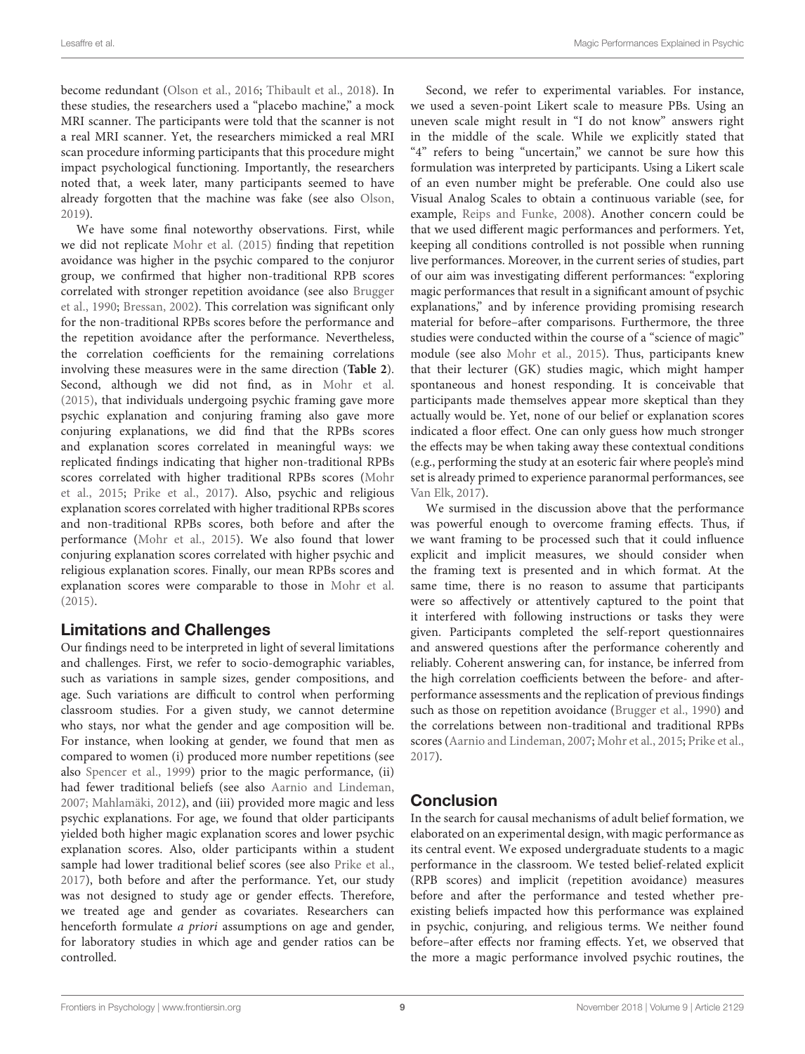become redundant (Olson et al., 2016; Thibault et al., 2018). In these studies, the researchers used a "placebo machine," a mock MRI scanner. The participants were told that the scanner is not a real MRI scanner. Yet, the researchers mimicked a real MRI scan procedure informing participants that this procedure might impact psychological functioning. Importantly, the researchers noted that, a week later, many participants seemed to have already forgotten that the machine was fake (see also Olson, 2019).

We have some final noteworthy observations. First, while we did not replicate Mohr et al. (2015) finding that repetition avoidance was higher in the psychic compared to the conjuror group, we confirmed that higher non-traditional RPB scores correlated with stronger repetition avoidance (see also Brugger et al., 1990; Bressan, 2002). This correlation was significant only for the non-traditional RPBs scores before the performance and the repetition avoidance after the performance. Nevertheless, the correlation coefficients for the remaining correlations involving these measures were in the same direction (**Table 2**). Second, although we did not find, as in Mohr et al. (2015), that individuals undergoing psychic framing gave more psychic explanation and conjuring framing also gave more conjuring explanations, we did find that the RPBs scores and explanation scores correlated in meaningful ways: we replicated findings indicating that higher non-traditional RPBs scores correlated with higher traditional RPBs scores (Mohr et al., 2015; Prike et al., 2017). Also, psychic and religious explanation scores correlated with higher traditional RPBs scores and non-traditional RPBs scores, both before and after the performance (Mohr et al., 2015). We also found that lower conjuring explanation scores correlated with higher psychic and religious explanation scores. Finally, our mean RPBs scores and explanation scores were comparable to those in Mohr et al. (2015).

## Limitations and Challenges

Our findings need to be interpreted in light of several limitations and challenges. First, we refer to socio-demographic variables, such as variations in sample sizes, gender compositions, and age. Such variations are difficult to control when performing classroom studies. For a given study, we cannot determine who stays, nor what the gender and age composition will be. For instance, when looking at gender, we found that men as compared to women (i) produced more number repetitions (see also Spencer et al., 1999) prior to the magic performance, (ii) had fewer traditional beliefs (see also Aarnio and Lindeman, 2007; Mahlamäki, 2012), and (iii) provided more magic and less psychic explanations. For age, we found that older participants yielded both higher magic explanation scores and lower psychic explanation scores. Also, older participants within a student sample had lower traditional belief scores (see also Prike et al., 2017), both before and after the performance. Yet, our study was not designed to study age or gender effects. Therefore, we treated age and gender as covariates. Researchers can henceforth formulate *a priori* assumptions on age and gender, for laboratory studies in which age and gender ratios can be controlled.

Second, we refer to experimental variables. For instance, we used a seven-point Likert scale to measure PBs. Using an uneven scale might result in "I do not know" answers right in the middle of the scale. While we explicitly stated that "4" refers to being "uncertain," we cannot be sure how this formulation was interpreted by participants. Using a Likert scale of an even number might be preferable. One could also use Visual Analog Scales to obtain a continuous variable (see, for example, Reips and Funke, 2008). Another concern could be that we used different magic performances and performers. Yet, keeping all conditions controlled is not possible when running live performances. Moreover, in the current series of studies, part of our aim was investigating different performances: "exploring magic performances that result in a significant amount of psychic explanations," and by inference providing promising research material for before–after comparisons. Furthermore, the three studies were conducted within the course of a "science of magic" module (see also Mohr et al., 2015). Thus, participants knew that their lecturer (GK) studies magic, which might hamper spontaneous and honest responding. It is conceivable that participants made themselves appear more skeptical than they actually would be. Yet, none of our belief or explanation scores indicated a floor effect. One can only guess how much stronger the effects may be when taking away these contextual conditions (e.g., performing the study at an esoteric fair where people's mind set is already primed to experience paranormal performances, see Van Elk, 2017).

We surmised in the discussion above that the performance was powerful enough to overcome framing effects. Thus, if we want framing to be processed such that it could influence explicit and implicit measures, we should consider when the framing text is presented and in which format. At the same time, there is no reason to assume that participants were so affectively or attentively captured to the point that it interfered with following instructions or tasks they were given. Participants completed the self-report questionnaires and answered questions after the performance coherently and reliably. Coherent answering can, for instance, be inferred from the high correlation coefficients between the before- and after-performance assessments and the replication of previous findings such as those on repetition avoidance (Brugger et al., 1990) and the correlations between non-traditional and traditional RPBs scores (Aarnio and Lindeman, 2007; Mohr et al., 2015; Prike et al., 2017).

## Conclusion

In the search for causal mechanisms of adult belief formation, we elaborated on an experimental design, with magic performance as its central event. We exposed undergraduate students to a magic performance in the classroom. We tested belief-related explicit (RPB scores) and implicit (repetition avoidance) measures before and after the performance and tested whether pre-existing beliefs impacted how this performance was explained in psychic, conjuring, and religious terms. We neither found before–after effects nor framing effects. Yet, we observed that the more a magic performance involved psychic routines, the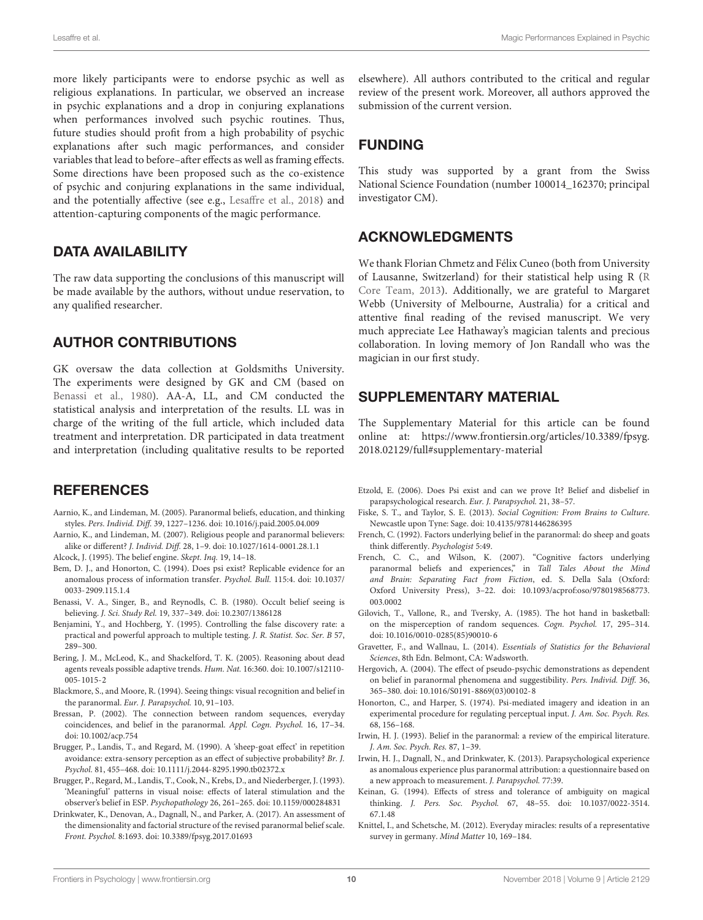more likely participants were to endorse psychic as well as religious explanations. In particular, we observed an increase in psychic explanations and a drop in conjuring explanations when performances involved such psychic routines. Thus, future studies should profit from a high probability of psychic explanations after such magic performances, and consider variables that lead to before–after effects as well as framing effects. Some directions have been proposed such as the co-existence of psychic and conjuring explanations in the same individual, and the potentially affective (see e.g., Lesaffre et al., 2018) and attention-capturing components of the magic performance.

## DATA AVAILABILITY

The raw data supporting the conclusions of this manuscript will be made available by the authors, without undue reservation, to any qualified researcher.

## AUTHOR CONTRIBUTIONS

GK oversaw the data collection at Goldsmiths University. The experiments were designed by GK and CM (based on Benassi et al., 1980). AA-A, LL, and CM conducted the statistical analysis and interpretation of the results. LL was in charge of the writing of the full article, which included data treatment and interpretation. DR participated in data treatment and interpretation (including qualitative results to be reported elsewhere). All authors contributed to the critical and regular review of the present work. Moreover, all authors approved the submission of the current version.

## FUNDING

This study was supported by a grant from the Swiss National Science Foundation (number 100014_162370; principal investigator CM).

## ACKNOWLEDGMENTS

We thank Florian Chmetz and Félix Cuneo (both from University of Lausanne, Switzerland) for their statistical help using R (R Core Team, 2013). Additionally, we are grateful to Margaret Webb (University of Melbourne, Australia) for a critical and attentive final reading of the revised manuscript. We very much appreciate Lee Hathaway's magician talents and precious collaboration. In loving memory of Jon Randall who was the magician in our first study.

## SUPPLEMENTARY MATERIAL

The Supplementary Material for this article can be found online at: https://www.frontiersin.org/articles/10.3389/fpsyg.2018.02129/full#supplementary-material

## REFERENCES

Aarnio, K., and Lindeman, M. (2005). Paranormal beliefs, education, and thinking styles. *Pers. Individ. Diff.* 39, 1227–1236. doi: 10.1016/j.paid.2005.04.009

Aarnio, K., and Lindeman, M. (2007). Religious people and paranormal believers: alike or different? *J. Individ. Diff.* 28, 1–9. doi: 10.1027/1614-0001.28.1.1

Alcock, J. (1995). The belief engine. *Skept. Inq.* 19, 14–18.

Bem, D. J., and Honorton, C. (1994). Does psi exist? Replicable evidence for an anomalous process of information transfer. *Psychol. Bull.* 115:4. doi: 10.1037/0033-2909.115.1.4

Benassi, V. A., Singer, B., and Reynodls, C. B. (1980). Occult belief seeing is believing. *J. Sci. Study Rel.* 19, 337–349. doi: 10.2307/1386128

Benjamini, Y., and Hochberg, Y. (1995). Controlling the false discovery rate: a practical and powerful approach to multiple testing. *J. R. Statist. Soc. Ser. B* 57, 289–300.

Bering, J. M., McLeod, K., and Shackelford, T. K. (2005). Reasoning about dead agents reveals possible adaptive trends. *Hum. Nat.* 16:360. doi: 10.1007/s12110-005-1015-2

Blackmore, S., and Moore, R. (1994). Seeing things: visual recognition and belief in the paranormal. *Eur. J. Parapsychol.* 10, 91–103.

Bressan, P. (2002). The connection between random sequences, everyday coincidences, and belief in the paranormal. *Appl. Cogn. Psychol.* 16, 17–34. doi: 10.1002/acp.754

Brugger, P., Landis, T., and Regard, M. (1990). A 'sheep-goat effect' in repetition avoidance: extra-sensory perception as an effect of subjective probability? *Br. J. Psychol.* 81, 455–468. doi: 10.1111/j.2044-8295.1990.tb02372.x

Brugger, P., Regard, M., Landis, T., Cook, N., Krebs, D., and Niederberger, J. (1993). 'Meaningful' patterns in visual noise: effects of lateral stimulation and the observer's belief in ESP. *Psychopathology* 26, 261–265. doi: 10.1159/000284831

Drinkwater, K., Denovan, A., Dagnall, N., and Parker, A. (2017). An assessment of the dimensionality and factorial structure of the revised paranormal belief scale. *Front. Psychol.* 8:1693. doi: 10.3389/fpsyg.2017.01693

Etzold, E. (2006). Does Psi exist and can we prove It? Belief and disbelief in parapsychological research. *Eur. J. Parapsychol.* 21, 38–57.

Fiske, S. T., and Taylor, S. E. (2013). *Social Cognition: From Brains to Culture*. Newcastle upon Tyne: Sage. doi: 10.4135/9781446286395

French, C. (1992). Factors underlying belief in the paranormal: do sheep and goats think differently. *Psychologist* 5:49.

French, C. C., and Wilson, K. (2007). "Cognitive factors underlying paranormal beliefs and experiences," in *Tall Tales About the Mind and Brain: Separating Fact from Fiction*, ed. S. Della Sala (Oxford: Oxford University Press), 3–22. doi: 10.1093/acprof:oso/9780198568773.003.0002

Gilovich, T., Vallone, R., and Tversky, A. (1985). The hot hand in basketball: on the misperception of random sequences. *Cogn. Psychol.* 17, 295–314. doi: 10.1016/0010-0285(85)90010-6

Gravetter, F., and Wallnau, L. (2014). *Essentials of Statistics for the Behavioral Sciences*, 8th Edn. Belmont, CA: Wadsworth.

Hergovich, A. (2004). The effect of pseudo-psychic demonstrations as dependent on belief in paranormal phenomena and suggestibility. *Pers. Individ. Diff.* 36, 365–380. doi: 10.1016/S0191-8869(03)00102-8

Honorton, C., and Harper, S. (1974). Psi-mediated imagery and ideation in an experimental procedure for regulating perceptual input. *J. Am. Soc. Psych. Res.* 68, 156–168.

Irwin, H. J. (1993). Belief in the paranormal: a review of the empirical literature. *J. Am. Soc. Psych. Res.* 87, 1–39.

Irwin, H. J., Dagnall, N., and Drinkwater, K. (2013). Parapsychological experience as anomalous experience plus paranormal attribution: a questionnaire based on a new approach to measurement. *J. Parapsychol.* 77:39.

Keinan, G. (1994). Effects of stress and tolerance of ambiguity on magical thinking. *J. Pers. Soc. Psychol.* 67, 48–55. doi: 10.1037/0022-3514.67.1.48

Knittel, I., and Schetsche, M. (2012). Everyday miracles: results of a representative survey in germany. *Mind Matter* 10, 169–184.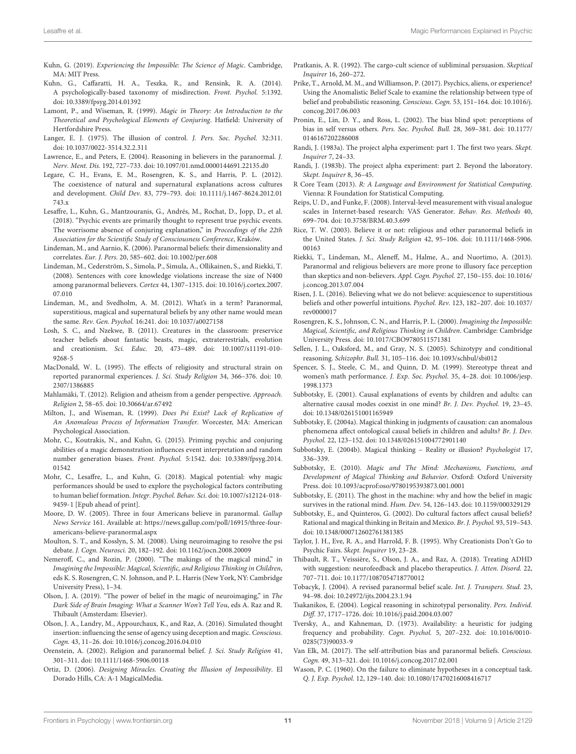Kuhn, G. (2019). *Experiencing the Impossible: The Science of Magic*. Cambridge, MA: MIT Press.

Kuhn, G., Caffaratti, H. A., Teszka, R., and Rensink, R. A. (2014). A psychologically-based taxonomy of misdirection. *Front. Psychol.* 5:1392. doi: 10.3389/fpsyg.2014.01392

Lamont, P., and Wiseman, R. (1999). *Magic in Theory: An Introduction to the Theoretical and Psychological Elements of Conjuring*. Hatfield: University of Hertfordshire Press.

Langer, E. J. (1975). The illusion of control. *J. Pers. Soc. Psychol.* 32:311. doi: 10.1037/0022-3514.32.2.311

Lawrence, E., and Peters, E. (2004). Reasoning in believers in the paranormal. *J. Nerv. Ment. Dis.* 192, 727–733. doi: 10.1097/01.nmd.0000144691.22135.d0

Legare, C. H., Evans, E. M., Rosengren, K. S., and Harris, P. L. (2012). The coexistence of natural and supernatural explanations across cultures and development. *Child Dev.* 83, 779–793. doi: 10.1111/j.1467-8624.2012.01743.x

Lesaffre, L., Kuhn, G., Mantzouranis, G., Andrés, M., Rochat, D., Jopp, D., et al. (2018). "Psychic events are primarily thought to represent true psychic events. The worrisome absence of conjuring explanation," in *Proceedings of the 22th Association for the Scientific Study of Consciousness Conference*, Kraków.

Lindeman, M., and Aarnio, K. (2006). Paranormal beliefs: their dimensionality and correlates. *Eur. J. Pers.* 20, 585–602. doi: 10.1002/per.608

Lindeman, M., Cederström, S., Simola, P., Simula, A., Ollikainen, S., and Riekki, T. (2008). Sentences with core knowledge violations increase the size of N400 among paranormal believers. *Cortex* 44, 1307–1315. doi: 10.1016/j.cortex.2007.07.010

Lindeman, M., and Svedholm, A. M. (2012). What's in a term? Paranormal, superstitious, magical and supernatural beliefs by any other name would mean the same. *Rev. Gen. Psychol.* 16:241. doi: 10.1037/a0027158

Losh, S. C., and Nzekwe, B. (2011). Creatures in the classroom: preservice teacher beliefs about fantastic beasts, magic, extraterrestrials, evolution and creationism. *Sci. Educ.* 20, 473–489. doi: 10.1007/s11191-010-9268-5

MacDonald, W. L. (1995). The effects of religiosity and structural strain on reported paranormal experiences. *J. Sci. Study Religion* 34, 366–376. doi: 10.2307/1386885

Mahlamäki, T. (2012). Religion and atheism from a gender perspective. *Approach. Religion* 2, 58–65. doi: 10.30664/ar.67492

Milton, J., and Wiseman, R. (1999). *Does Psi Exist? Lack of Replication of An Anomalous Process of Information Transfer*. Worcester, MA: American Psychological Association.

Mohr, C., Koutrakis, N., and Kuhn, G. (2015). Priming psychic and conjuring abilities of a magic demonstration influences event interpretation and random number generation biases. *Front. Psychol.* 5:1542. doi: 10.3389/fpsyg.2014.01542

Mohr, C., Lesaffre, L., and Kuhn, G. (2018). Magical potential: why magic performances should be used to explore the psychological factors contributing to human belief formation. *Integr. Psychol. Behav. Sci.* doi: 10.1007/s12124-018-9459-1 [Epub ahead of print].

Moore, D. W. (2005). Three in four Americans believe in paranormal. *Gallup News Service* 161. Available at: https://news.gallup.com/poll/16915/three-four-americans-believe-paranormal.aspx

Moulton, S. T., and Kosslyn, S. M. (2008). Using neuroimaging to resolve the psi debate. *J. Cogn. Neurosci.* 20, 182–192. doi: 10.1162/jocn.2008.20009

Nemeroff, C., and Rozin, P. (2000). "The makings of the magical mind," in *Imagining the Impossible: Magical, Scientific, and Religious Thinking in Children*, eds K. S. Rosengren, C. N. Johnson, and P. L. Harris (New York, NY: Cambridge University Press), 1–34.

Olson, J. A. (2019). "The power of belief in the magic of neuroimaging," in *The Dark Side of Brain Imaging: What a Scanner Won't Tell You*, eds A. Raz and R. Thibault (Amsterdam: Elsevier).

Olson, J. A., Landry, M., Appourchaux, K., and Raz, A. (2016). Simulated thought insertion: influencing the sense of agency using deception and magic. *Conscious. Cogn.* 43, 11–26. doi: 10.1016/j.concog.2016.04.010

Orenstein, A. (2002). Religion and paranormal belief. *J. Sci. Study Religion* 41, 301–311. doi: 10.1111/1468-5906.00118

Ortiz, D. (2006). *Designing Miracles. Creating the Illusion of Impossibility*. El Dorado Hills, CA: A-1 MagicalMedia.

Pratkanis, A. R. (1992). The cargo-cult science of subliminal persuasion. *Skeptical Inquirer* 16, 260–272.

Prike, T., Arnold, M. M., and Williamson, P. (2017). Psychics, aliens, or experience? Using the Anomalistic Belief Scale to examine the relationship between type of belief and probabilistic reasoning. *Conscious. Cogn.* 53, 151–164. doi: 10.1016/j.concog.2017.06.003

Pronin, E., Lin, D. Y., and Ross, L. (2002). The bias blind spot: perceptions of bias in self versus others. *Pers. Soc. Psychol. Bull.* 28, 369–381. doi: 10.1177/0146167202286008

Randi, J. (1983a). The project alpha experiment: part 1. The first two years. *Skept. Inquirer* 7, 24–33.

Randi, J. (1983b). The project alpha experiment: part 2. Beyond the laboratory. *Skept. Inquirer* 8, 36–45.

R Core Team (2013). *R: A Language and Environment for Statistical Computing*. Vienna: R Foundation for Statistical Computing.

Reips, U. D., and Funke, F. (2008). Interval-level measurement with visual analogue scales in Internet-based research: VAS Generator. *Behav. Res. Methods* 40, 699–704. doi: 10.3758/BRM.40.3.699

Rice, T. W. (2003). Believe it or not: religious and other paranormal beliefs in the United States. *J. Sci. Study Religion* 42, 95–106. doi: 10.1111/1468-5906.00163

Riekki, T., Lindeman, M., Aleneff, M., Halme, A., and Nuortimo, A. (2013). Paranormal and religious believers are more prone to illusory face perception than skeptics and non-believers. *Appl. Cogn. Psychol.* 27, 150–155. doi: 10.1016/j.concog.2013.07.004

Risen, J. L. (2016). Believing what we do not believe: acquiescence to superstitious beliefs and other powerful intuitions. *Psychol. Rev.* 123, 182–207. doi: 10.1037/rev0000017

Rosengren, K. S., Johnson, C. N., and Harris, P. L. (2000). *Imagining the Impossible: Magical, Scientific, and Religious Thinking in Children*. Cambridge: Cambridge University Press. doi: 10.1017/CBO9780511571381

Sellen, J. L., Oaksford, M., and Gray, N. S. (2005). Schizotypy and conditional reasoning. *Schizophr. Bull.* 31, 105–116. doi: 10.1093/schbul/sbi012

Spencer, S. J., Steele, C. M., and Quinn, D. M. (1999). Stereotype threat and women's math performance. *J. Exp. Soc. Psychol.* 35, 4–28. doi: 10.1006/jesp.1998.1373

Subbotsky, E. (2001). Causal explanations of events by children and adults: can alternative causal modes coexist in one mind? *Br. J. Dev. Psychol.* 19, 23–45. doi: 10.1348/026151001165949

Subbotsky, E. (2004a). Magical thinking in judgments of causation: can anomalous phenomena affect ontological causal beliefs in children and adults? *Br. J. Dev. Psychol.* 22, 123–152. doi: 10.1348/026151004772901140

Subbotsky, E. (2004b). Magical thinking – Reality or illusion? *Psychologist* 17, 336–339.

Subbotsky, E. (2010). *Magic and The Mind: Mechanisms, Functions, and Development of Magical Thinking and Behavior*. Oxford: Oxford University Press. doi: 10.1093/acprof:oso/9780195393873.001.0001

Subbotsky, E. (2011). The ghost in the machine: why and how the belief in magic survives in the rational mind. *Hum. Dev.* 54, 126–143. doi: 10.1159/000329129

Subbotsky, E., and Quinteros, G. (2002). Do cultural factors affect causal beliefs? Rational and magical thinking in Britain and Mexico. *Br. J. Psychol.* 93, 519–543. doi: 10.1348/000712602761381385

Taylor, J. H., Eve, R. A., and Harrold, F. B. (1995). Why Creationists Don't Go to Psychic Fairs. *Skept. Inquirer* 19, 23–28.

Thibault, R. T., Veissière, S., Olson, J. A., and Raz, A. (2018). Treating ADHD with suggestion: neurofeedback and placebo therapeutics. *J. Atten. Disord.* 22, 707–711. doi: 10.1177/1087054718770012

Tobacyk, J. (2004). A revised paranormal belief scale. *Int. J. Transpers. Stud.* 23, 94–98. doi: 10.24972/ijts.2004.23.1.94

Tsakanikos, E. (2004). Logical reasoning in schizotypal personality. *Pers. Individ. Diff.* 37, 1717–1726. doi: 10.1016/j.paid.2004.03.007

Tversky, A., and Kahneman, D. (1973). Availability: a heuristic for judging frequency and probability. *Cogn. Psychol.* 5, 207–232. doi: 10.1016/0010-0285(73)90033-9

Van Elk, M. (2017). The self-attribution bias and paranormal beliefs. *Conscious. Cogn.* 49, 313–321. doi: 10.1016/j.concog.2017.02.001

Wason, P. C. (1960). On the failure to eliminate hypotheses in a conceptual task. *Q. J. Exp. Psychol.* 12, 129–140. doi: 10.1080/17470216008416717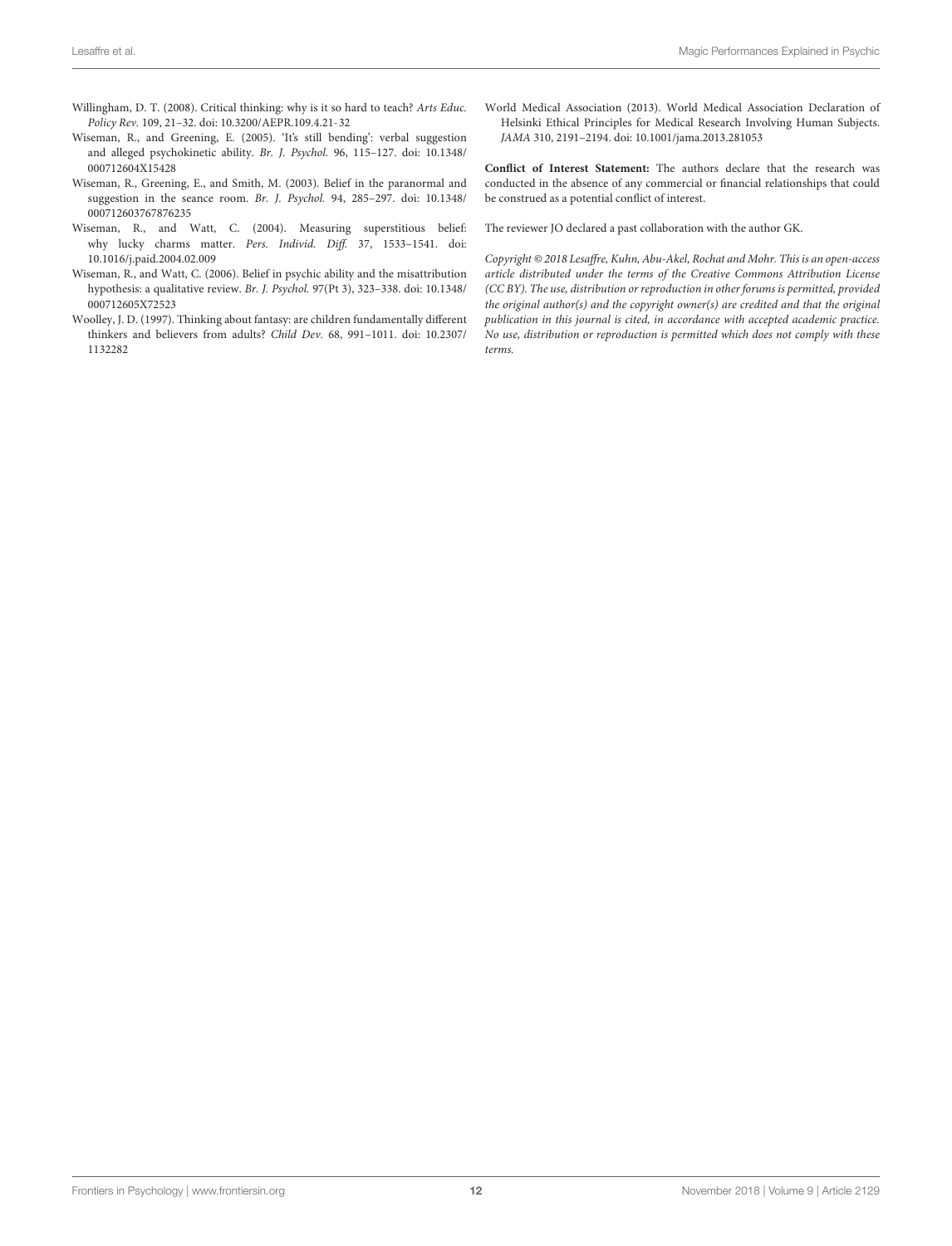Willingham, D. T. (2008). Critical thinking: why is it so hard to teach? *Arts Educ. Policy Rev.* 109, 21–32. doi: 10.3200/AEPR.109.4.21-32

Wiseman, R., and Greening, E. (2005). 'It's still bending': verbal suggestion and alleged psychokinetic ability. *Br. J. Psychol.* 96, 115–127. doi: 10.1348/000712604X15428

Wiseman, R., Greening, E., and Smith, M. (2003). Belief in the paranormal and suggestion in the seance room. *Br. J. Psychol.* 94, 285–297. doi: 10.1348/000712603767876235

Wiseman, R., and Watt, C. (2004). Measuring superstitious belief: why lucky charms matter. *Pers. Individ. Diff.* 37, 1533–1541. doi: 10.1016/j.paid.2004.02.009

Wiseman, R., and Watt, C. (2006). Belief in psychic ability and the misattribution hypothesis: a qualitative review. *Br. J. Psychol.* 97(Pt 3), 323–338. doi: 10.1348/000712605X72523

Woolley, J. D. (1997). Thinking about fantasy: are children fundamentally different thinkers and believers from adults? *Child Dev.* 68, 991–1011. doi: 10.2307/1132282

World Medical Association (2013). World Medical Association Declaration of Helsinki Ethical Principles for Medical Research Involving Human Subjects. *JAMA* 310, 2191–2194. doi: 10.1001/jama.2013.281053

**Conflict of Interest Statement:** The authors declare that the research was conducted in the absence of any commercial or financial relationships that could be construed as a potential conflict of interest.

The reviewer JO declared a past collaboration with the author GK.

*Copyright © 2018 Lesaffre, Kuhn, Abu-Akel, Rochat and Mohr. This is an open-access article distributed under the terms of the Creative Commons Attribution License (CC BY). The use, distribution or reproduction in other forums is permitted, provided the original author(s) and the copyright owner(s) are credited and that the original publication in this journal is cited, in accordance with accepted academic practice. No use, distribution or reproduction is permitted which does not comply with these terms.*